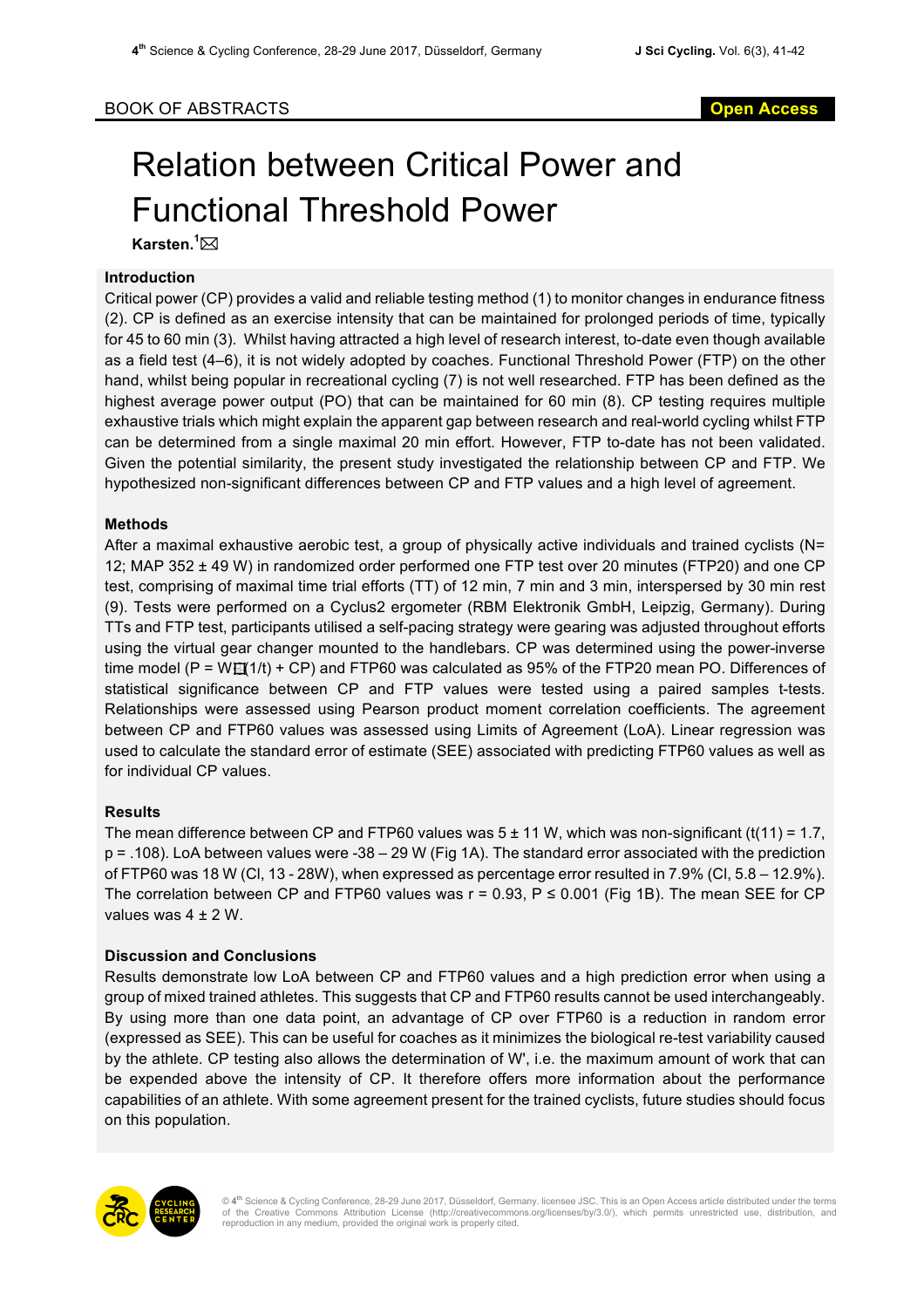BOOK OF ABSTRACTS

Open Access

# Relation between Critical Power and Functional Threshold Power

**Karsten.[1]**

## Introduction

Critical power (CP) provides a valid and reliable testing method (1) to monitor changes in endurance fitness (2). CP is defined as an exercise intensity that can be maintained for prolonged periods of time, typically for 45 to 60 min (3). Whilst having attracted a high level of research interest, to-date even though available as a field test (4–6), it is not widely adopted by coaches. Functional Threshold Power (FTP) on the other hand, whilst being popular in recreational cycling (7) is not well researched. FTP has been defined as the highest average power output (PO) that can be maintained for 60 min (8). CP testing requires multiple exhaustive trials which might explain the apparent gap between research and real-world cycling whilst FTP can be determined from a single maximal 20 min effort. However, FTP to-date has not been validated. Given the potential similarity, the present study investigated the relationship between CP and FTP. We hypothesized non-significant differences between CP and FTP values and a high level of agreement.

## Methods

After a maximal exhaustive aerobic test, a group of physically active individuals and trained cyclists (N= 12; MAP 352 ± 49 W) in randomized order performed one FTP test over 20 minutes (FTP20) and one CP test, comprising of maximal time trial efforts (TT) of 12 min, 7 min and 3 min, interspersed by 30 min rest (9). Tests were performed on a Cyclus2 ergometer (RBM Elektronik GmbH, Leipzig, Germany). During TTs and FTP test, participants utilised a self-pacing strategy were gearing was adjusted throughout efforts using the virtual gear changer mounted to the handlebars. CP was determined using the power-inverse time model ($P = W' \cdot (1/t) + CP$) and FTP60 was calculated as 95% of the FTP20 mean PO. Differences of statistical significance between CP and FTP values were tested using a paired samples t-tests. Relationships were assessed using Pearson product moment correlation coefficients. The agreement between CP and FTP60 values was assessed using Limits of Agreement (LoA). Linear regression was used to calculate the standard error of estimate (SEE) associated with predicting FTP60 values as well as for individual CP values.

## Results

The mean difference between CP and FTP60 values was 5 ± 11 W, which was non-significant ($t(11) = 1.7$, $p = .108$). LoA between values were -38 – 29 W (Fig 1A). The standard error associated with the prediction of FTP60 was 18 W (CI, 13 - 28W), when expressed as percentage error resulted in 7.9% (CI, 5.8 – 12.9%). The correlation between CP and FTP60 values was $r = 0.93$, $P \leq 0.001$ (Fig 1B). The mean SEE for CP values was 4 ± 2 W.

## Discussion and Conclusions

Results demonstrate low LoA between CP and FTP60 values and a high prediction error when using a group of mixed trained athletes. This suggests that CP and FTP60 results cannot be used interchangeably. By using more than one data point, an advantage of CP over FTP60 is a reduction in random error (expressed as SEE). This can be useful for coaches as it minimizes the biological re-test variability caused by the athlete. CP testing also allows the determination of W', i.e. the maximum amount of work that can be expended above the intensity of CP. It therefore offers more information about the performance capabilities of an athlete. With some agreement present for the trained cyclists, future studies should focus on this population.

© 4th Science & Cycling Conference, 28-29 June 2017, Düsseldorf, Germany. licensee JSC. This is an Open Access article distributed under the terms of the Creative Commons Attribution License (http://creativecommons.org/licenses/by/3.0/), which permits unrestricted use, distribution, and reproduction in any medium, provided the original work is properly cited.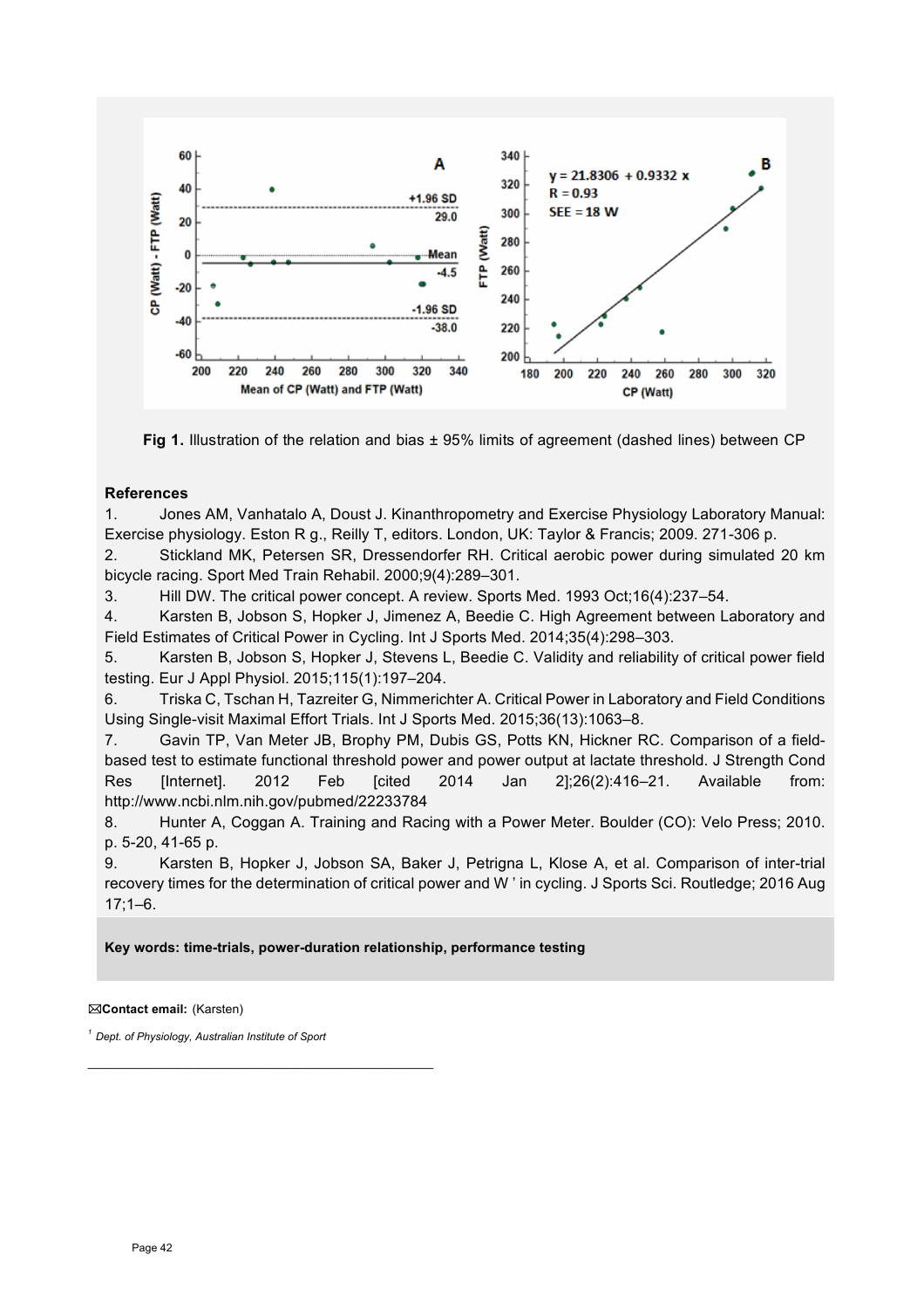A

60
40
20
0
-20
-40
-60

CP (Watt) - FTP (Watt)

+1.96 SD
29.0

Mean
-4.5

-1.96 SD
-38.0

200 220 240 260 280 300 320 340

Mean of CP (Watt) and FTP (Watt)

B

$y = 21.8306 + 0.9332\ x$

$R = 0.93$

SEE = 18 W

340
320
300
280
260
240
220
200

FTP (Watt)

180 200 220 240 260 280 300 320

CP (Watt)

**Fig 1.** Illustration of the relation and bias ± 95% limits of agreement (dashed lines) between CP

## References

1. Jones AM, Vanhatalo A, Doust J. Kinanthropometry and Exercise Physiology Laboratory Manual: Exercise physiology. Eston R g., Reilly T, editors. London, UK: Taylor & Francis; 2009. 271-306 p.
2. Stickland MK, Petersen SR, Dressendorfer RH. Critical aerobic power during simulated 20 km bicycle racing. Sport Med Train Rehabil. 2000;9(4):289–301.
3. Hill DW. The critical power concept. A review. Sports Med. 1993 Oct;16(4):237–54.
4. Karsten B, Jobson S, Hopker J, Jimenez A, Beedie C. High Agreement between Laboratory and Field Estimates of Critical Power in Cycling. Int J Sports Med. 2014;35(4):298–303.
5. Karsten B, Jobson S, Hopker J, Stevens L, Beedie C. Validity and reliability of critical power field testing. Eur J Appl Physiol. 2015;115(1):197–204.
6. Triska C, Tschan H, Tazreiter G, Nimmerichter A. Critical Power in Laboratory and Field Conditions Using Single-visit Maximal Effort Trials. Int J Sports Med. 2015;36(13):1063–8.
7. Gavin TP, Van Meter JB, Brophy PM, Dubis GS, Potts KN, Hickner RC. Comparison of a field-based test to estimate functional threshold power and power output at lactate threshold. J Strength Cond Res [Internet]. 2012 Feb [cited 2014 Jan 2];26(2):416–21. Available from: http://www.ncbi.nlm.nih.gov/pubmed/22233784
8. Hunter A, Coggan A. Training and Racing with a Power Meter. Boulder (CO): Velo Press; 2010. p. 5-20, 41-65 p.
9. Karsten B, Hopker J, Jobson SA, Baker J, Petrigna L, Klose A, et al. Comparison of inter-trial recovery times for the determination of critical power and W ' in cycling. J Sports Sci. Routledge; 2016 Aug 17;1–6.

**Key words: time-trials, power-duration relationship, performance testing**

☒**Contact email:** (Karsten)

[1] *Dept. of Physiology, Australian Institute of Sport*